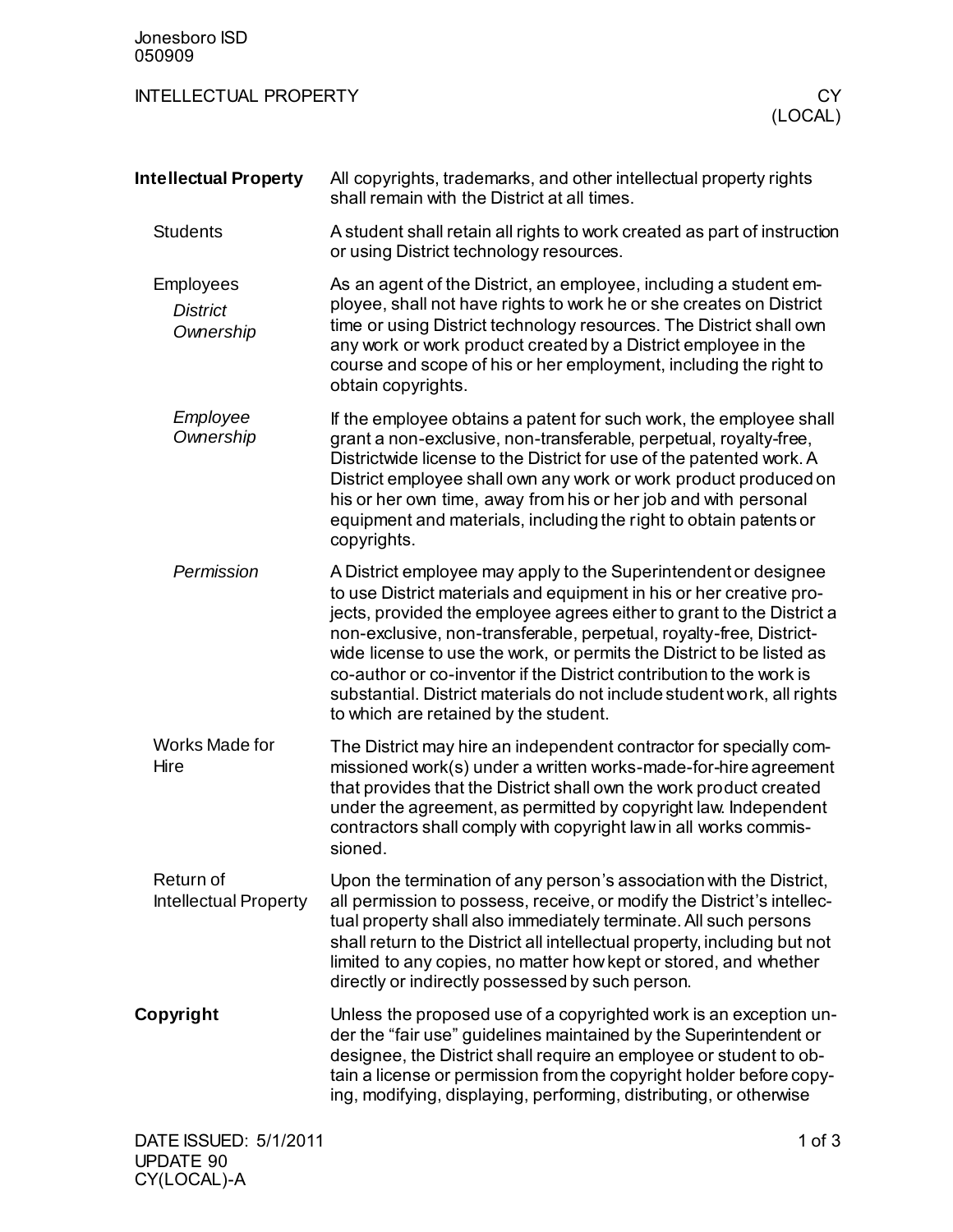Jonesboro ISD
050909

# INTELLECTUAL PROPERTY — CY (LOCAL)

## Intellectual Property

All copyrights, trademarks, and other intellectual property rights shall remain with the District at all times.

### Students

A student shall retain all rights to work created as part of instruction or using District technology resources.

### Employees

#### *District Ownership*

As an agent of the District, an employee, including a student employee, shall not have rights to work he or she creates on District time or using District technology resources. The District shall own any work or work product created by a District employee in the course and scope of his or her employment, including the right to obtain copyrights.

#### *Employee Ownership*

If the employee obtains a patent for such work, the employee shall grant a non-exclusive, non-transferable, perpetual, royalty-free, Districtwide license to the District for use of the patented work. A District employee shall own any work or work product produced on his or her own time, away from his or her job and with personal equipment and materials, including the right to obtain patents or copyrights.

#### *Permission*

A District employee may apply to the Superintendent or designee to use District materials and equipment in his or her creative projects, provided the employee agrees either to grant to the District a non-exclusive, non-transferable, perpetual, royalty-free, Districtwide license to use the work, or permits the District to be listed as co-author or co-inventor if the District contribution to the work is substantial. District materials do not include student work, all rights to which are retained by the student.

### Works Made for Hire

The District may hire an independent contractor for specially commissioned work(s) under a written works-made-for-hire agreement that provides that the District shall own the work product created under the agreement, as permitted by copyright law. Independent contractors shall comply with copyright law in all works commissioned.

### Return of Intellectual Property

Upon the termination of any person's association with the District, all permission to possess, receive, or modify the District's intellectual property shall also immediately terminate. All such persons shall return to the District all intellectual property, including but not limited to any copies, no matter how kept or stored, and whether directly or indirectly possessed by such person.

## Copyright

Unless the proposed use of a copyrighted work is an exception under the "fair use" guidelines maintained by the Superintendent or designee, the District shall require an employee or student to obtain a license or permission from the copyright holder before copying, modifying, displaying, performing, distributing, or otherwise

DATE ISSUED: 5/1/2011
UPDATE 90
CY(LOCAL)-A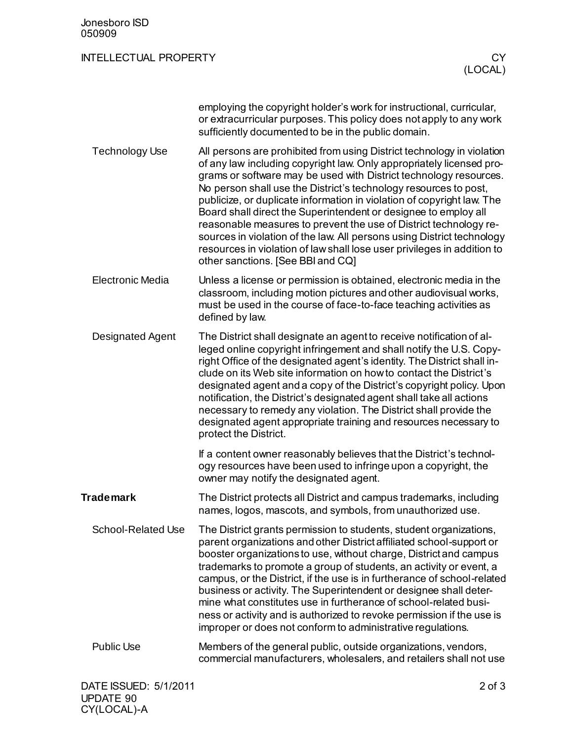employing the copyright holder's work for instructional, curricular, or extracurricular purposes. This policy does not apply to any work sufficiently documented to be in the public domain.

### Technology Use

All persons are prohibited from using District technology in violation of any law including copyright law. Only appropriately licensed programs or software may be used with District technology resources. No person shall use the District's technology resources to post, publicize, or duplicate information in violation of copyright law. The Board shall direct the Superintendent or designee to employ all reasonable measures to prevent the use of District technology resources in violation of the law. All persons using District technology resources in violation of law shall lose user privileges in addition to other sanctions. [See BBI and CQ]

### Electronic Media

Unless a license or permission is obtained, electronic media in the classroom, including motion pictures and other audiovisual works, must be used in the course of face-to-face teaching activities as defined by law.

### Designated Agent

The District shall designate an agent to receive notification of alleged online copyright infringement and shall notify the U.S. Copyright Office of the designated agent's identity. The District shall include on its Web site information on how to contact the District's designated agent and a copy of the District's copyright policy. Upon notification, the District's designated agent shall take all actions necessary to remedy any violation. The District shall provide the designated agent appropriate training and resources necessary to protect the District.

If a content owner reasonably believes that the District's technology resources have been used to infringe upon a copyright, the owner may notify the designated agent.

## Trademark

The District protects all District and campus trademarks, including names, logos, mascots, and symbols, from unauthorized use.

### School-Related Use

The District grants permission to students, student organizations, parent organizations and other District affiliated school-support or booster organizations to use, without charge, District and campus trademarks to promote a group of students, an activity or event, a campus, or the District, if the use is in furtherance of school-related business or activity. The Superintendent or designee shall determine what constitutes use in furtherance of school-related business or activity and is authorized to revoke permission if the use is improper or does not conform to administrative regulations.

### Public Use

Members of the general public, outside organizations, vendors, commercial manufacturers, wholesalers, and retailers shall not use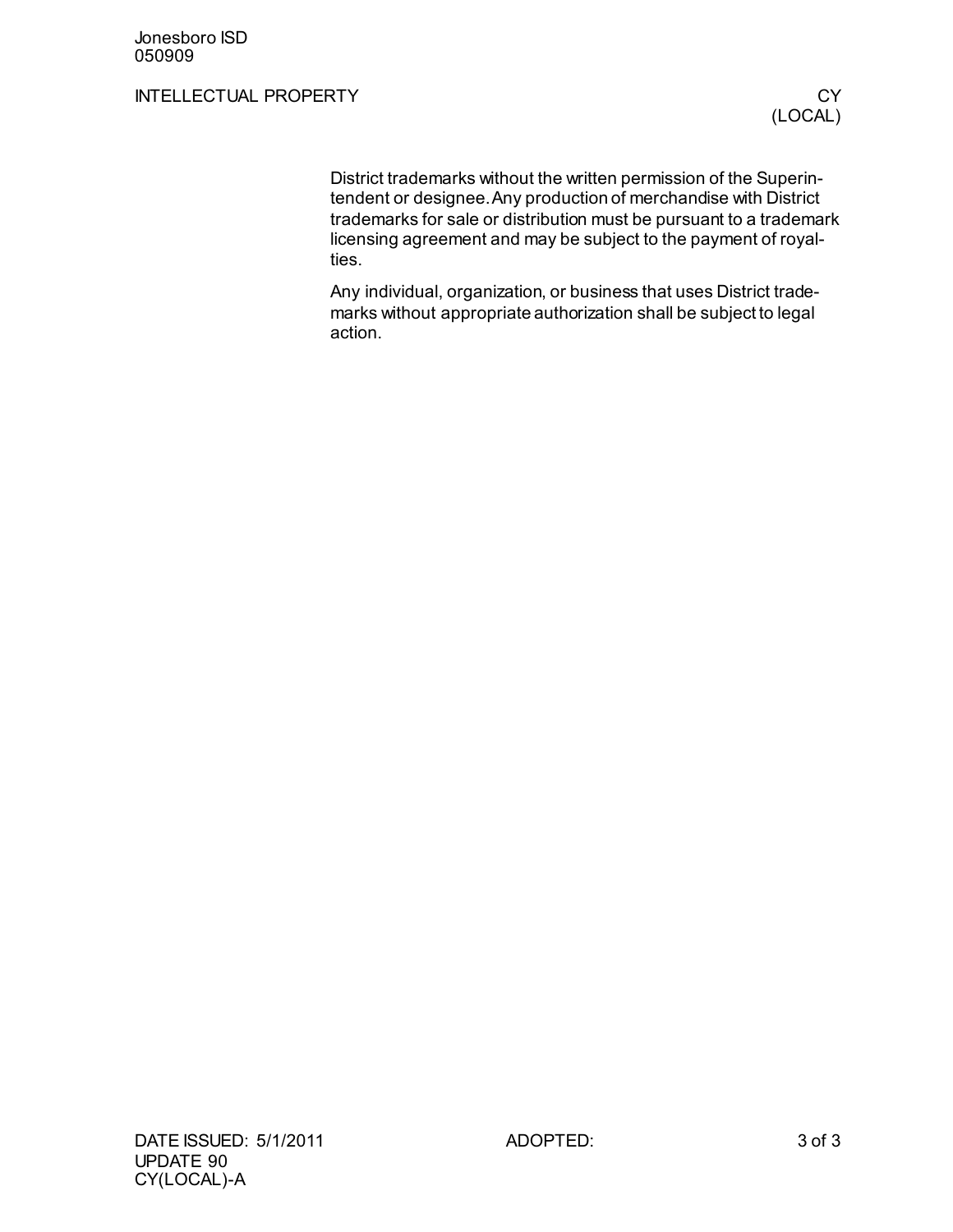District trademarks without the written permission of the Superintendent or designee. Any production of merchandise with District trademarks for sale or distribution must be pursuant to a trademark licensing agreement and may be subject to the payment of royalties.

Any individual, organization, or business that uses District trademarks without appropriate authorization shall be subject to legal action.